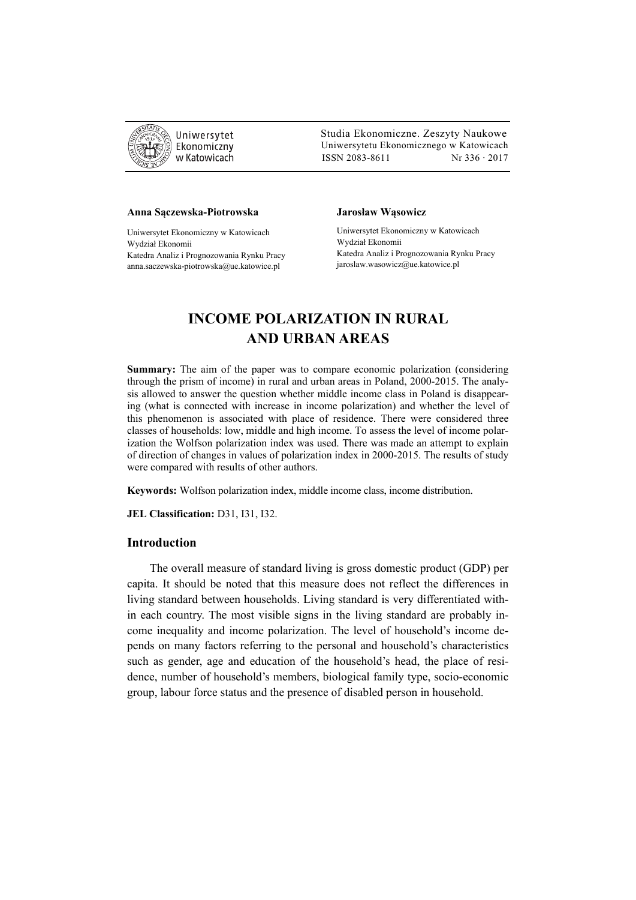Studia Ekonomiczne. Zeszyty Naukowe
Uniwersytetu Ekonomicznego w Katowicach
ISSN 2083-8611 Nr 336 · 2017

**Anna Sączewska-Piotrowska**

Uniwersytet Ekonomiczny w Katowicach
Wydział Ekonomii
Katedra Analiz i Prognozowania Rynku Pracy
anna.saczewska-piotrowska@ue.katowice.pl

**Jarosław Wąsowicz**

Uniwersytet Ekonomiczny w Katowicach
Wydział Ekonomii
Katedra Analiz i Prognozowania Rynku Pracy
jaroslaw.wasowicz@ue.katowice.pl

# INCOME POLARIZATION IN RURAL AND URBAN AREAS

**Summary:** The aim of the paper was to compare economic polarization (considering through the prism of income) in rural and urban areas in Poland, 2000-2015. The analysis allowed to answer the question whether middle income class in Poland is disappearing (what is connected with increase in income polarization) and whether the level of this phenomenon is associated with place of residence. There were considered three classes of households: low, middle and high income. To assess the level of income polarization the Wolfson polarization index was used. There was made an attempt to explain of direction of changes in values of polarization index in 2000-2015. The results of study were compared with results of other authors.

**Keywords:** Wolfson polarization index, middle income class, income distribution.

**JEL Classification:** D31, I31, I32.

## Introduction

The overall measure of standard living is gross domestic product (GDP) per capita. It should be noted that this measure does not reflect the differences in living standard between households. Living standard is very differentiated within each country. The most visible signs in the living standard are probably income inequality and income polarization. The level of household's income depends on many factors referring to the personal and household's characteristics such as gender, age and education of the household's head, the place of residence, number of household's members, biological family type, socio-economic group, labour force status and the presence of disabled person in household.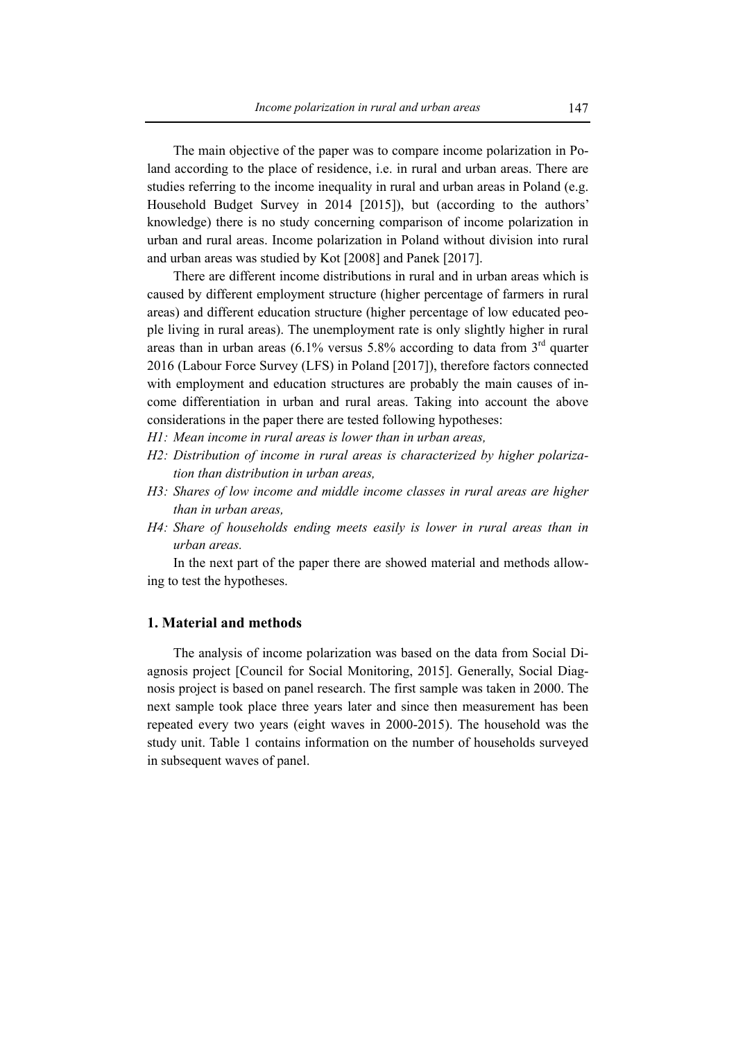The main objective of the paper was to compare income polarization in Poland according to the place of residence, i.e. in rural and urban areas. There are studies referring to the income inequality in rural and urban areas in Poland (e.g. Household Budget Survey in 2014 [2015]), but (according to the authors' knowledge) there is no study concerning comparison of income polarization in urban and rural areas. Income polarization in Poland without division into rural and urban areas was studied by Kot [2008] and Panek [2017].

There are different income distributions in rural and in urban areas which is caused by different employment structure (higher percentage of farmers in rural areas) and different education structure (higher percentage of low educated people living in rural areas). The unemployment rate is only slightly higher in rural areas than in urban areas (6.1% versus 5.8% according to data from 3rd quarter 2016 (Labour Force Survey (LFS) in Poland [2017]), therefore factors connected with employment and education structures are probably the main causes of income differentiation in urban and rural areas. Taking into account the above considerations in the paper there are tested following hypotheses:

*H1: Mean income in rural areas is lower than in urban areas,*

*H2: Distribution of income in rural areas is characterized by higher polarization than distribution in urban areas,*

*H3: Shares of low income and middle income classes in rural areas are higher than in urban areas,*

*H4: Share of households ending meets easily is lower in rural areas than in urban areas.*

In the next part of the paper there are showed material and methods allowing to test the hypotheses.

## 1. Material and methods

The analysis of income polarization was based on the data from Social Diagnosis project [Council for Social Monitoring, 2015]. Generally, Social Diagnosis project is based on panel research. The first sample was taken in 2000. The next sample took place three years later and since then measurement has been repeated every two years (eight waves in 2000-2015). The household was the study unit. Table 1 contains information on the number of households surveyed in subsequent waves of panel.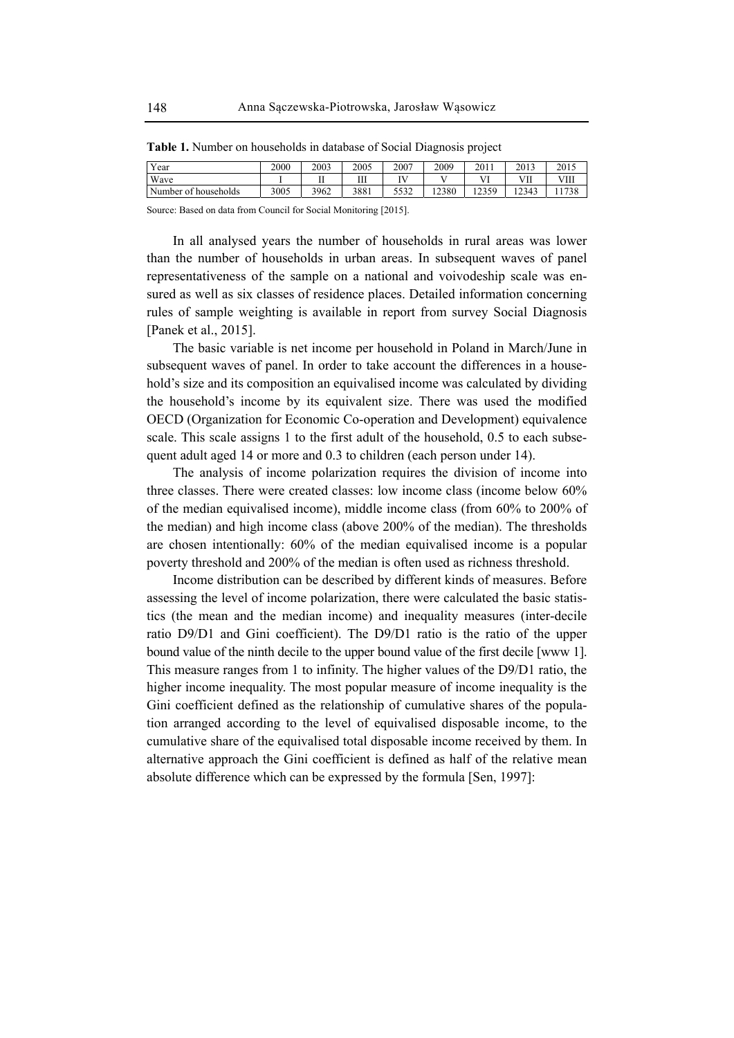**Table 1.** Number on households in database of Social Diagnosis project

| Year | 2000 | 2003 | 2005 | 2007 | 2009 | 2011 | 2013 | 2015 |
|---|---|---|---|---|---|---|---|---|
| Wave | I | II | III | IV | V | VI | VII | VIII |
| Number of households | 3005 | 3962 | 3881 | 5532 | 12380 | 12359 | 12343 | 11738 |

Source: Based on data from Council for Social Monitoring [2015].

In all analysed years the number of households in rural areas was lower than the number of households in urban areas. In subsequent waves of panel representativeness of the sample on a national and voivodeship scale was ensured as well as six classes of residence places. Detailed information concerning rules of sample weighting is available in report from survey Social Diagnosis [Panek et al., 2015].

The basic variable is net income per household in Poland in March/June in subsequent waves of panel. In order to take account the differences in a household's size and its composition an equivalised income was calculated by dividing the household's income by its equivalent size. There was used the modified OECD (Organization for Economic Co-operation and Development) equivalence scale. This scale assigns 1 to the first adult of the household, 0.5 to each subsequent adult aged 14 or more and 0.3 to children (each person under 14).

The analysis of income polarization requires the division of income into three classes. There were created classes: low income class (income below 60% of the median equivalised income), middle income class (from 60% to 200% of the median) and high income class (above 200% of the median). The thresholds are chosen intentionally: 60% of the median equivalised income is a popular poverty threshold and 200% of the median is often used as richness threshold.

Income distribution can be described by different kinds of measures. Before assessing the level of income polarization, there were calculated the basic statistics (the mean and the median income) and inequality measures (inter-decile ratio D9/D1 and Gini coefficient). The D9/D1 ratio is the ratio of the upper bound value of the ninth decile to the upper bound value of the first decile [www 1]. This measure ranges from 1 to infinity. The higher values of the D9/D1 ratio, the higher income inequality. The most popular measure of income inequality is the Gini coefficient defined as the relationship of cumulative shares of the population arranged according to the level of equivalised disposable income, to the cumulative share of the equivalised total disposable income received by them. In alternative approach the Gini coefficient is defined as half of the relative mean absolute difference which can be expressed by the formula [Sen, 1997]: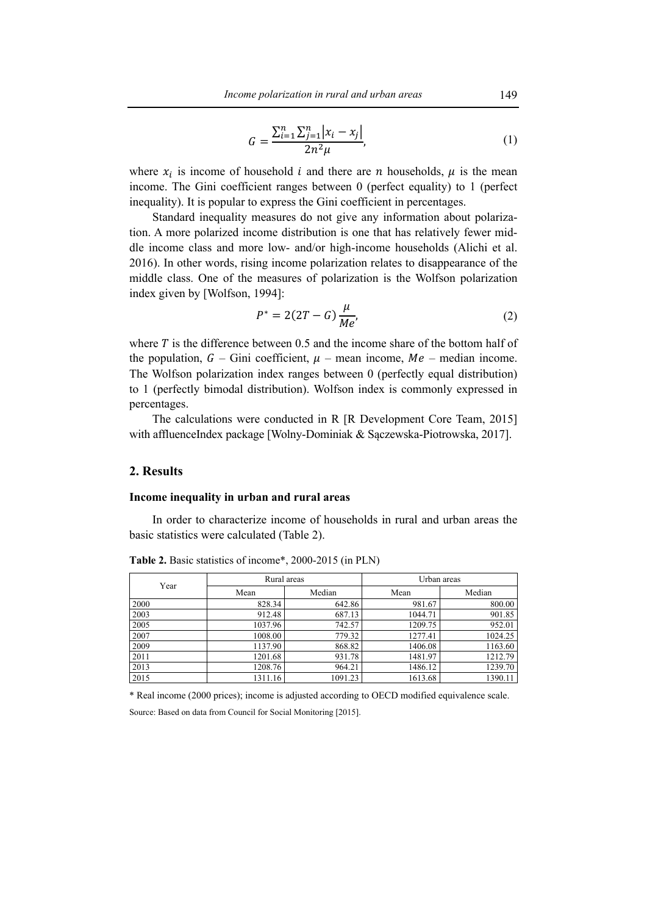$$G = \frac{\sum_{i=1}^{n}\sum_{j=1}^{n}\left|x_i - x_j\right|}{2n^2\mu}, \tag{1}$$

where $x_i$ is income of household $i$ and there are $n$ households, $\mu$ is the mean income. The Gini coefficient ranges between 0 (perfect equality) to 1 (perfect inequality). It is popular to express the Gini coefficient in percentages.

Standard inequality measures do not give any information about polarization. A more polarized income distribution is one that has relatively fewer middle income class and more low- and/or high-income households (Alichi et al. 2016). In other words, rising income polarization relates to disappearance of the middle class. One of the measures of polarization is the Wolfson polarization index given by [Wolfson, 1994]:

$$P^{*} = 2(2T - G)\frac{\mu}{Me}, \tag{2}$$

where $T$ is the difference between 0.5 and the income share of the bottom half of the population, $G$ – Gini coefficient, $\mu$ – mean income, $Me$ – median income. The Wolfson polarization index ranges between 0 (perfectly equal distribution) to 1 (perfectly bimodal distribution). Wolfson index is commonly expressed in percentages.

The calculations were conducted in R [R Development Core Team, 2015] with affluenceIndex package [Wolny-Dominiak & Sączewska-Piotrowska, 2017].

## 2. Results

### Income inequality in urban and rural areas

In order to characterize income of households in rural and urban areas the basic statistics were calculated (Table 2).

**Table 2.** Basic statistics of income*, 2000-2015 (in PLN)

| Year | Rural areas | | Urban areas | |
|---|---|---|---|---|
| | Mean | Median | Mean | Median |
| 2000 | 828.34 | 642.86 | 981.67 | 800.00 |
| 2003 | 912.48 | 687.13 | 1044.71 | 901.85 |
| 2005 | 1037.96 | 742.57 | 1209.75 | 952.01 |
| 2007 | 1008.00 | 779.32 | 1277.41 | 1024.25 |
| 2009 | 1137.90 | 868.82 | 1406.08 | 1163.60 |
| 2011 | 1201.68 | 931.78 | 1481.97 | 1212.79 |
| 2013 | 1208.76 | 964.21 | 1486.12 | 1239.70 |
| 2015 | 1311.16 | 1091.23 | 1613.68 | 1390.11 |

\* Real income (2000 prices); income is adjusted according to OECD modified equivalence scale.

Source: Based on data from Council for Social Monitoring [2015].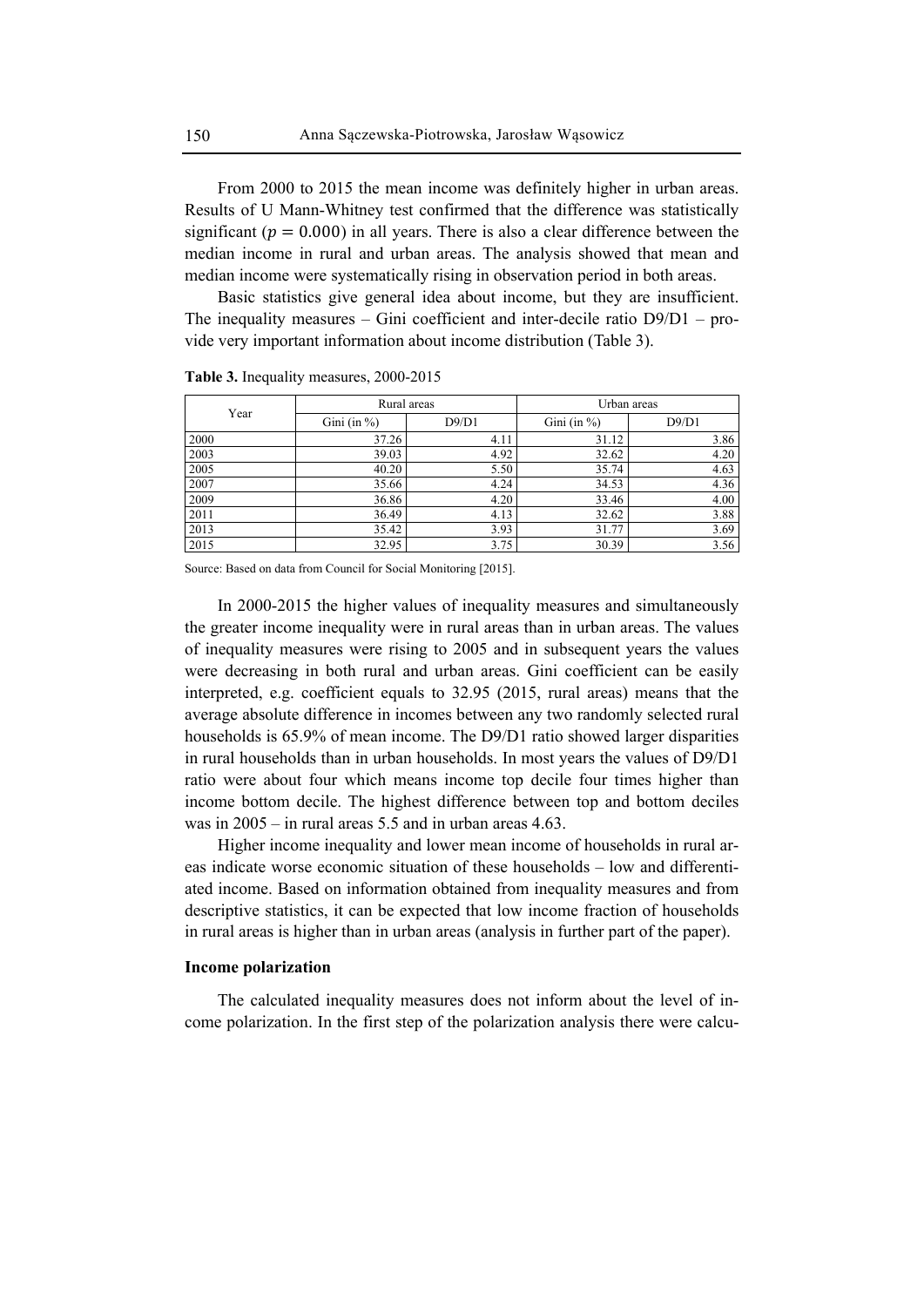From 2000 to 2015 the mean income was definitely higher in urban areas. Results of U Mann-Whitney test confirmed that the difference was statistically significant ($p = 0.000$) in all years. There is also a clear difference between the median income in rural and urban areas. The analysis showed that mean and median income were systematically rising in observation period in both areas.

Basic statistics give general idea about income, but they are insufficient. The inequality measures – Gini coefficient and inter-decile ratio D9/D1 – provide very important information about income distribution (Table 3).

**Table 3.** Inequality measures, 2000-2015

| Year | Rural areas | | Urban areas | |
|---|---|---|---|---|
| | Gini (in %) | D9/D1 | Gini (in %) | D9/D1 |
| 2000 | 37.26 | 4.11 | 31.12 | 3.86 |
| 2003 | 39.03 | 4.92 | 32.62 | 4.20 |
| 2005 | 40.20 | 5.50 | 35.74 | 4.63 |
| 2007 | 35.66 | 4.24 | 34.53 | 4.36 |
| 2009 | 36.86 | 4.20 | 33.46 | 4.00 |
| 2011 | 36.49 | 4.13 | 32.62 | 3.88 |
| 2013 | 35.42 | 3.93 | 31.77 | 3.69 |
| 2015 | 32.95 | 3.75 | 30.39 | 3.56 |

Source: Based on data from Council for Social Monitoring [2015].

In 2000-2015 the higher values of inequality measures and simultaneously the greater income inequality were in rural areas than in urban areas. The values of inequality measures were rising to 2005 and in subsequent years the values were decreasing in both rural and urban areas. Gini coefficient can be easily interpreted, e.g. coefficient equals to 32.95 (2015, rural areas) means that the average absolute difference in incomes between any two randomly selected rural households is 65.9% of mean income. The D9/D1 ratio showed larger disparities in rural households than in urban households. In most years the values of D9/D1 ratio were about four which means income top decile four times higher than income bottom decile. The highest difference between top and bottom deciles was in 2005 – in rural areas 5.5 and in urban areas 4.63.

Higher income inequality and lower mean income of households in rural areas indicate worse economic situation of these households – low and differentiated income. Based on information obtained from inequality measures and from descriptive statistics, it can be expected that low income fraction of households in rural areas is higher than in urban areas (analysis in further part of the paper).

**Income polarization**

The calculated inequality measures does not inform about the level of income polarization. In the first step of the polarization analysis there were calcu-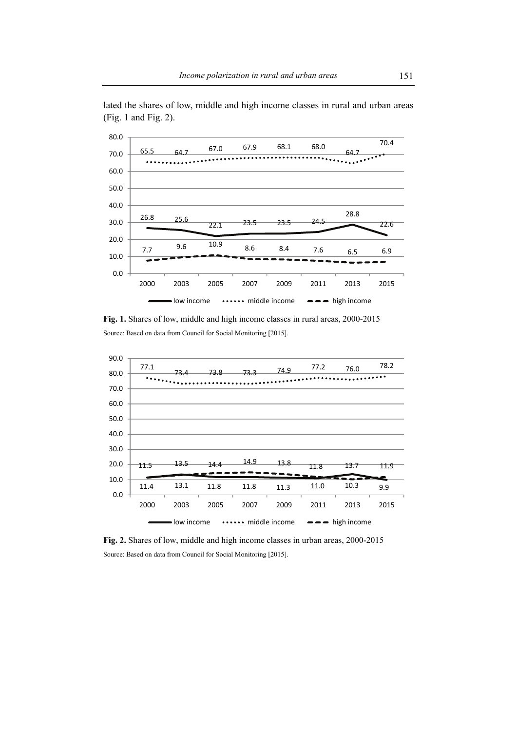lated the shares of low, middle and high income classes in rural and urban areas (Fig. 1 and Fig. 2).

**Fig. 1.** Shares of low, middle and high income classes in rural areas, 2000-2015

Source: Based on data from Council for Social Monitoring [2015].

**Fig. 2.** Shares of low, middle and high income classes in urban areas, 2000-2015

Source: Based on data from Council for Social Monitoring [2015].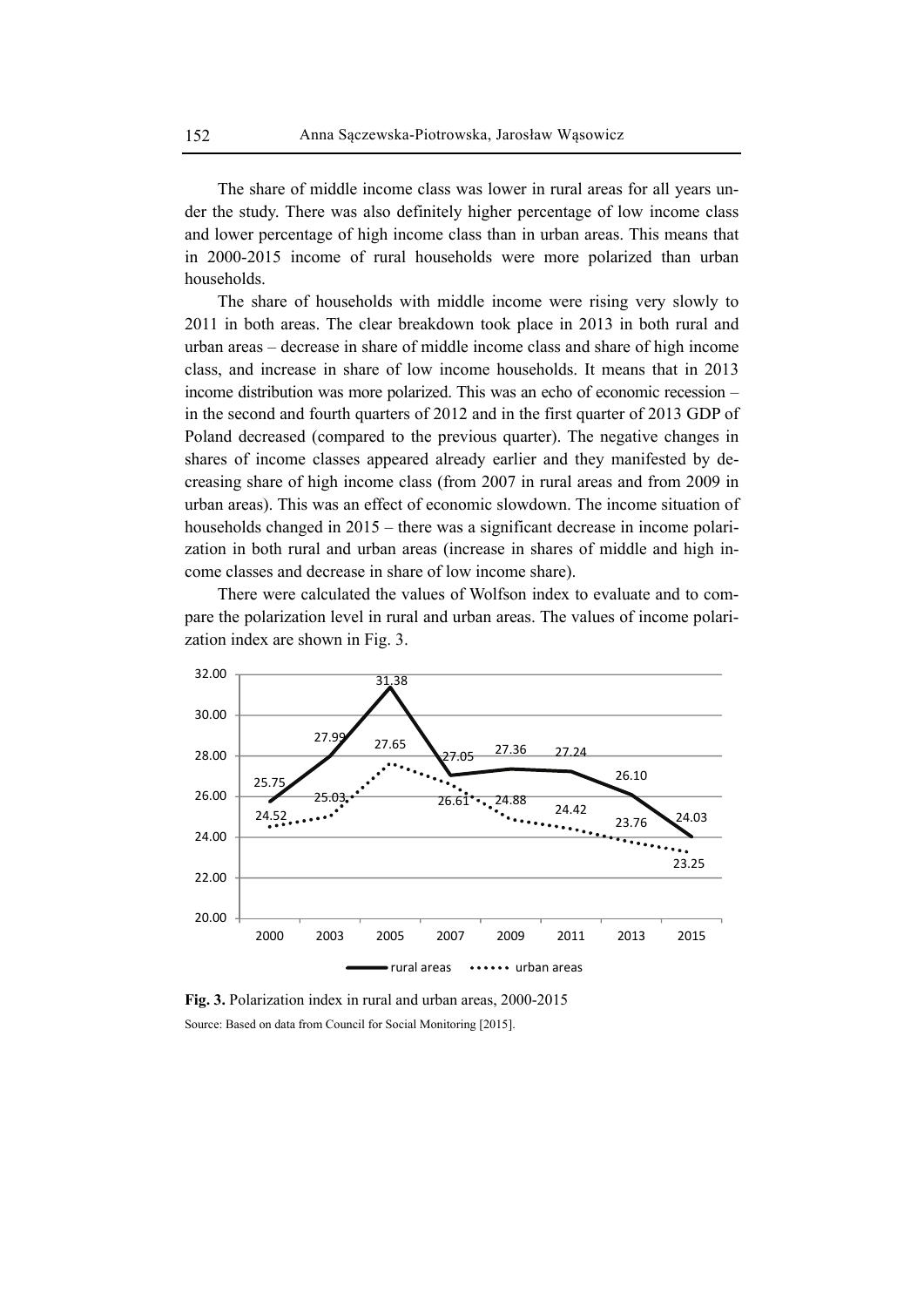The share of middle income class was lower in rural areas for all years under the study. There was also definitely higher percentage of low income class and lower percentage of high income class than in urban areas. This means that in 2000-2015 income of rural households were more polarized than urban households.

The share of households with middle income were rising very slowly to 2011 in both areas. The clear breakdown took place in 2013 in both rural and urban areas – decrease in share of middle income class and share of high income class, and increase in share of low income households. It means that in 2013 income distribution was more polarized. This was an echo of economic recession – in the second and fourth quarters of 2012 and in the first quarter of 2013 GDP of Poland decreased (compared to the previous quarter). The negative changes in shares of income classes appeared already earlier and they manifested by decreasing share of high income class (from 2007 in rural areas and from 2009 in urban areas). This was an effect of economic slowdown. The income situation of households changed in 2015 – there was a significant decrease in income polarization in both rural and urban areas (increase in shares of middle and high income classes and decrease in share of low income share).

There were calculated the values of Wolfson index to evaluate and to compare the polarization level in rural and urban areas. The values of income polarization index are shown in Fig. 3.

| Year | rural areas | urban areas |
|---|---|---|
| 2000 | 25.75 | 24.52 |
| 2003 | 27.99 | 25.03 |
| 2005 | 31.38 | 27.65 |
| 2007 | 27.05 | 26.61 |
| 2009 | 27.36 | 24.88 |
| 2011 | 27.24 | 24.42 |
| 2013 | 26.10 | 23.76 |
| 2015 | 24.03 | 23.25 |

**Fig. 3.** Polarization index in rural and urban areas, 2000-2015

Source: Based on data from Council for Social Monitoring [2015].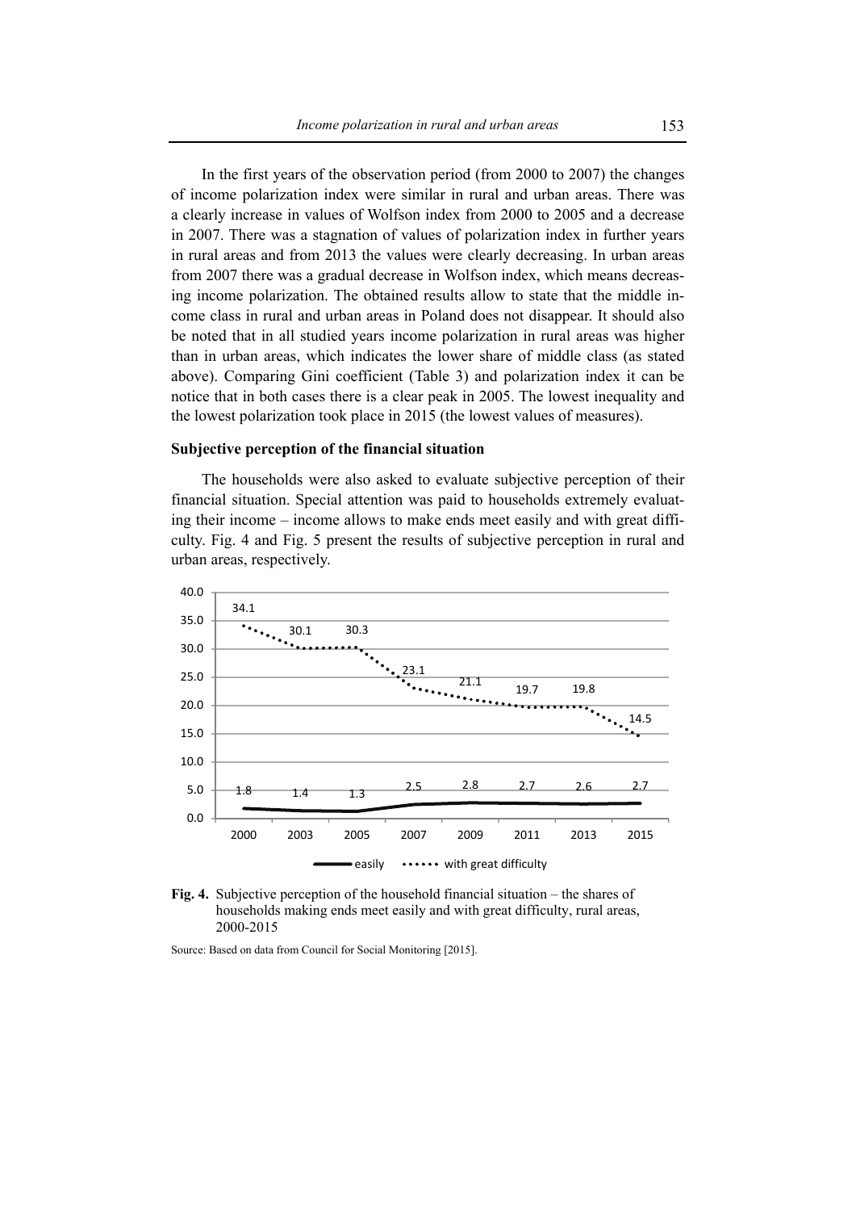In the first years of the observation period (from 2000 to 2007) the changes of income polarization index were similar in rural and urban areas. There was a clearly increase in values of Wolfson index from 2000 to 2005 and a decrease in 2007. There was a stagnation of values of polarization index in further years in rural areas and from 2013 the values were clearly decreasing. In urban areas from 2007 there was a gradual decrease in Wolfson index, which means decreasing income polarization. The obtained results allow to state that the middle income class in rural and urban areas in Poland does not disappear. It should also be noted that in all studied years income polarization in rural areas was higher than in urban areas, which indicates the lower share of middle class (as stated above). Comparing Gini coefficient (Table 3) and polarization index it can be notice that in both cases there is a clear peak in 2005. The lowest inequality and the lowest polarization took place in 2015 (the lowest values of measures).

**Subjective perception of the financial situation**

The households were also asked to evaluate subjective perception of their financial situation. Special attention was paid to households extremely evaluating their income – income allows to make ends meet easily and with great difficulty. Fig. 4 and Fig. 5 present the results of subjective perception in rural and urban areas, respectively.

| | 2000 | 2003 | 2005 | 2007 | 2009 | 2011 | 2013 | 2015 |
|---|---|---|---|---|---|---|---|---|
| easily | 1.8 | 1.4 | 1.3 | 2.5 | 2.8 | 2.7 | 2.6 | 2.7 |
| with great difficulty | 34.1 | 30.1 | 30.3 | 23.1 | 21.1 | 19.7 | 19.8 | 14.5 |

**Fig. 4.** Subjective perception of the household financial situation – the shares of households making ends meet easily and with great difficulty, rural areas, 2000-2015

Source: Based on data from Council for Social Monitoring [2015].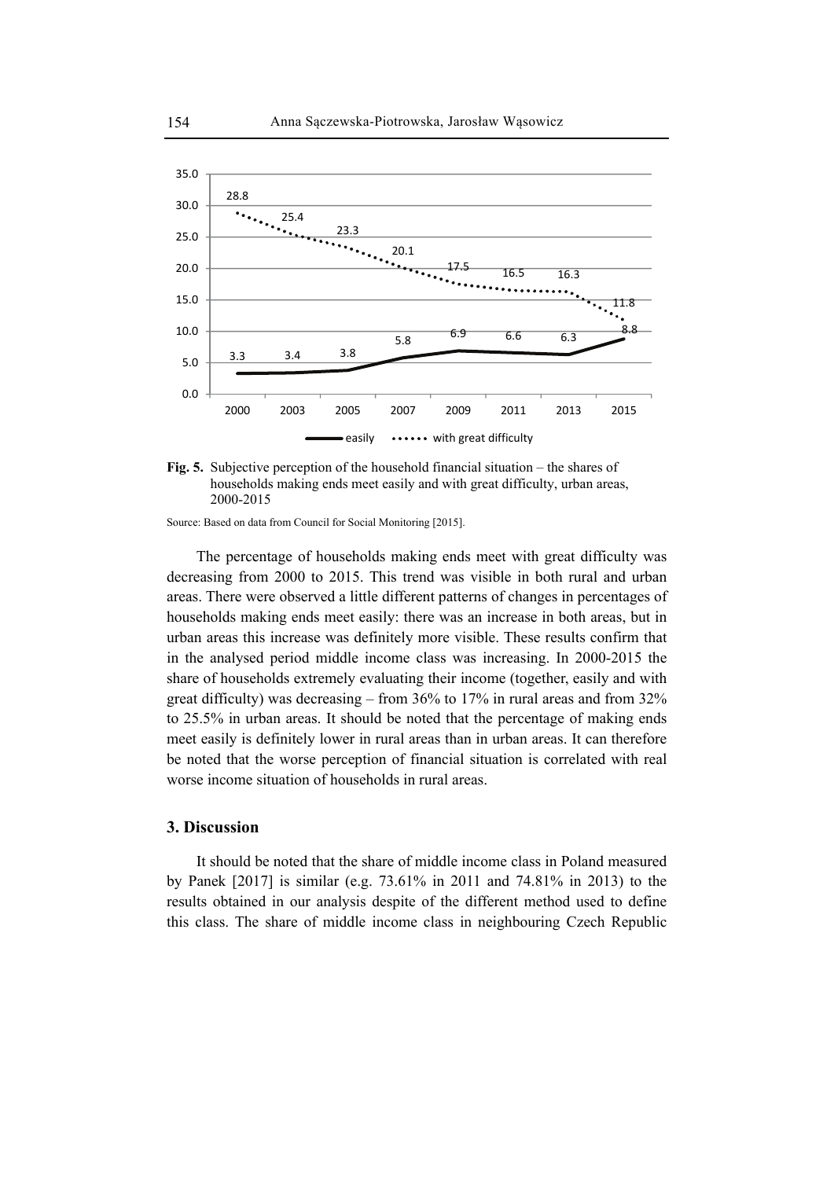**Fig. 5.** Subjective perception of the household financial situation – the shares of households making ends meet easily and with great difficulty, urban areas, 2000-2015

Source: Based on data from Council for Social Monitoring [2015].

The percentage of households making ends meet with great difficulty was decreasing from 2000 to 2015. This trend was visible in both rural and urban areas. There were observed a little different patterns of changes in percentages of households making ends meet easily: there was an increase in both areas, but in urban areas this increase was definitely more visible. These results confirm that in the analysed period middle income class was increasing. In 2000-2015 the share of households extremely evaluating their income (together, easily and with great difficulty) was decreasing – from 36% to 17% in rural areas and from 32% to 25.5% in urban areas. It should be noted that the percentage of making ends meet easily is definitely lower in rural areas than in urban areas. It can therefore be noted that the worse perception of financial situation is correlated with real worse income situation of households in rural areas.

## 3. Discussion

It should be noted that the share of middle income class in Poland measured by Panek [2017] is similar (e.g. 73.61% in 2011 and 74.81% in 2013) to the results obtained in our analysis despite of the different method used to define this class. The share of middle income class in neighbouring Czech Republic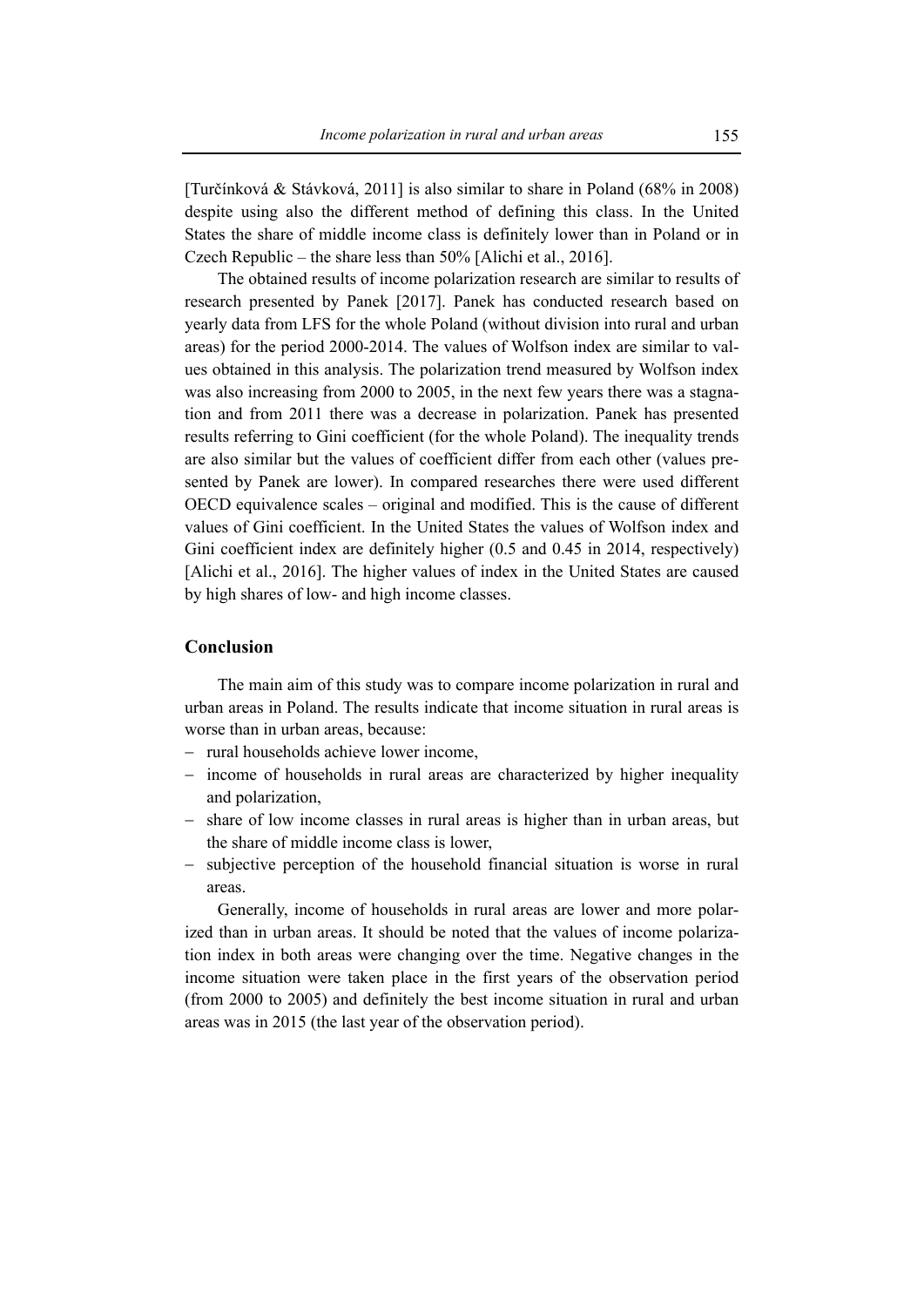[Turčínková & Stávková, 2011] is also similar to share in Poland (68% in 2008) despite using also the different method of defining this class. In the United States the share of middle income class is definitely lower than in Poland or in Czech Republic – the share less than 50% [Alichi et al., 2016].

The obtained results of income polarization research are similar to results of research presented by Panek [2017]. Panek has conducted research based on yearly data from LFS for the whole Poland (without division into rural and urban areas) for the period 2000-2014. The values of Wolfson index are similar to values obtained in this analysis. The polarization trend measured by Wolfson index was also increasing from 2000 to 2005, in the next few years there was a stagnation and from 2011 there was a decrease in polarization. Panek has presented results referring to Gini coefficient (for the whole Poland). The inequality trends are also similar but the values of coefficient differ from each other (values presented by Panek are lower). In compared researches there were used different OECD equivalence scales – original and modified. This is the cause of different values of Gini coefficient. In the United States the values of Wolfson index and Gini coefficient index are definitely higher (0.5 and 0.45 in 2014, respectively) [Alichi et al., 2016]. The higher values of index in the United States are caused by high shares of low- and high income classes.

## Conclusion

The main aim of this study was to compare income polarization in rural and urban areas in Poland. The results indicate that income situation in rural areas is worse than in urban areas, because:

- rural households achieve lower income,
- income of households in rural areas are characterized by higher inequality and polarization,
- share of low income classes in rural areas is higher than in urban areas, but the share of middle income class is lower,
- subjective perception of the household financial situation is worse in rural areas.

Generally, income of households in rural areas are lower and more polarized than in urban areas. It should be noted that the values of income polarization index in both areas were changing over the time. Negative changes in the income situation were taken place in the first years of the observation period (from 2000 to 2005) and definitely the best income situation in rural and urban areas was in 2015 (the last year of the observation period).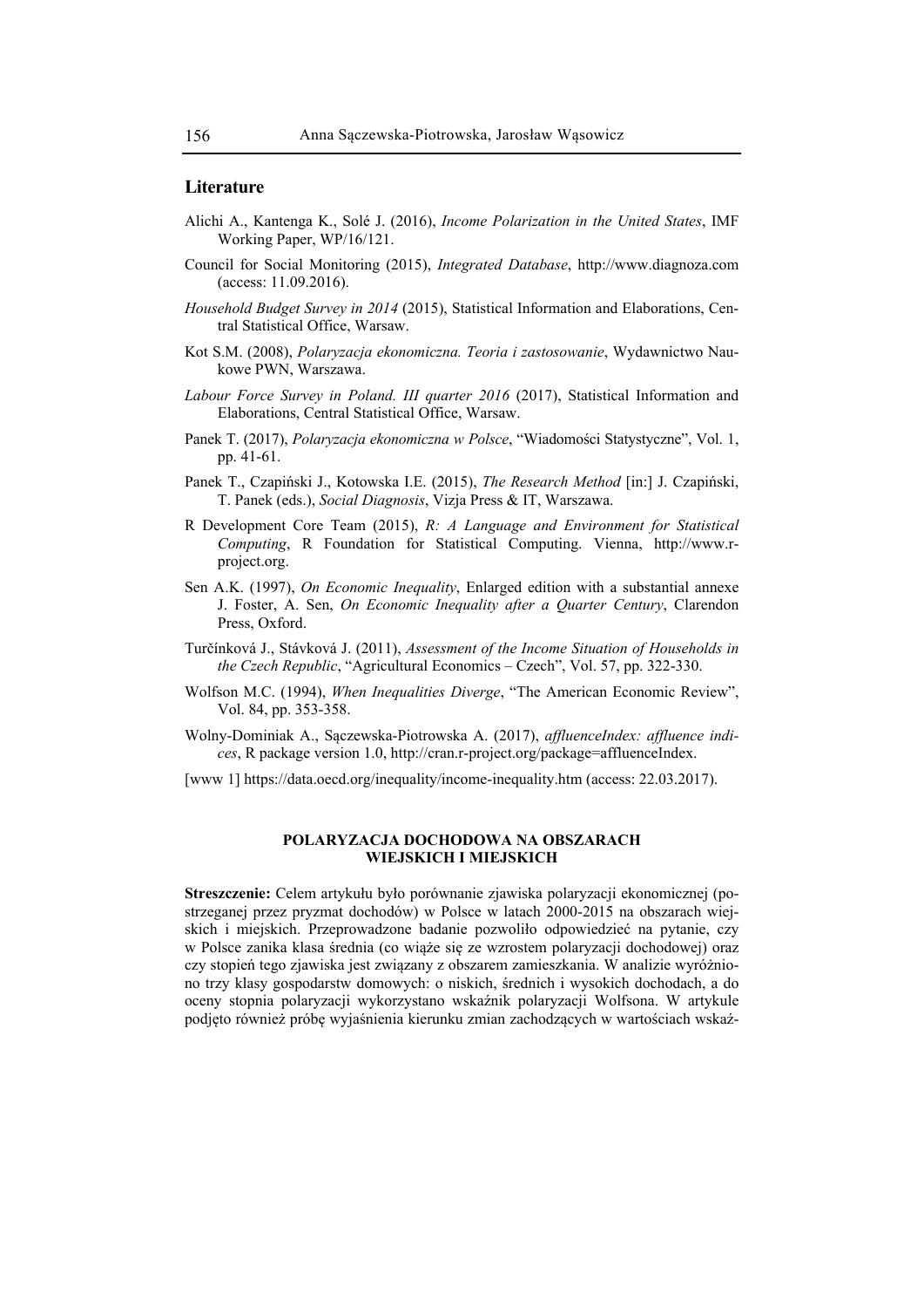## Literature

Alichi A., Kantenga K., Solé J. (2016), *Income Polarization in the United States*, IMF Working Paper, WP/16/121.

Council for Social Monitoring (2015), *Integrated Database*, http://www.diagnoza.com (access: 11.09.2016).

*Household Budget Survey in 2014* (2015), Statistical Information and Elaborations, Central Statistical Office, Warsaw.

Kot S.M. (2008), *Polaryzacja ekonomiczna. Teoria i zastosowanie*, Wydawnictwo Naukowe PWN, Warszawa.

*Labour Force Survey in Poland. III quarter 2016* (2017), Statistical Information and Elaborations, Central Statistical Office, Warsaw.

Panek T. (2017), *Polaryzacja ekonomiczna w Polsce*, "Wiadomości Statystyczne", Vol. 1, pp. 41-61.

Panek T., Czapiński J., Kotowska I.E. (2015), *The Research Method* [in:] J. Czapiński, T. Panek (eds.), *Social Diagnosis*, Vizja Press & IT, Warszawa.

R Development Core Team (2015), *R: A Language and Environment for Statistical Computing*, R Foundation for Statistical Computing. Vienna, http://www.r-project.org.

Sen A.K. (1997), *On Economic Inequality*, Enlarged edition with a substantial annexe J. Foster, A. Sen, *On Economic Inequality after a Quarter Century*, Clarendon Press, Oxford.

Turčínková J., Stávková J. (2011), *Assessment of the Income Situation of Households in the Czech Republic*, "Agricultural Economics – Czech", Vol. 57, pp. 322-330.

Wolfson M.C. (1994), *When Inequalities Diverge*, "The American Economic Review", Vol. 84, pp. 353-358.

Wolny-Dominiak A., Sączewska-Piotrowska A. (2017), *affluenceIndex: affluence indices*, R package version 1.0, http://cran.r-project.org/package=affluenceIndex.

[www 1] https://data.oecd.org/inequality/income-inequality.htm (access: 22.03.2017).

## POLARYZACJA DOCHODOWA NA OBSZARACH WIEJSKICH I MIEJSKICH

**Streszczenie:** Celem artykułu było porównanie zjawiska polaryzacji ekonomicznej (postrzeganej przez pryzmat dochodów) w Polsce w latach 2000-2015 na obszarach wiejskich i miejskich. Przeprowadzone badanie pozwoliło odpowiedzieć na pytanie, czy w Polsce zanika klasa średnia (co wiąże się ze wzrostem polaryzacji dochodowej) oraz czy stopień tego zjawiska jest związany z obszarem zamieszkania. W analizie wyróżniono trzy klasy gospodarstw domowych: o niskich, średnich i wysokich dochodach, a do oceny stopnia polaryzacji wykorzystano wskaźnik polaryzacji Wolfsona. W artykule podjęto również próbę wyjaśnienia kierunku zmian zachodzących w wartościach wskaź-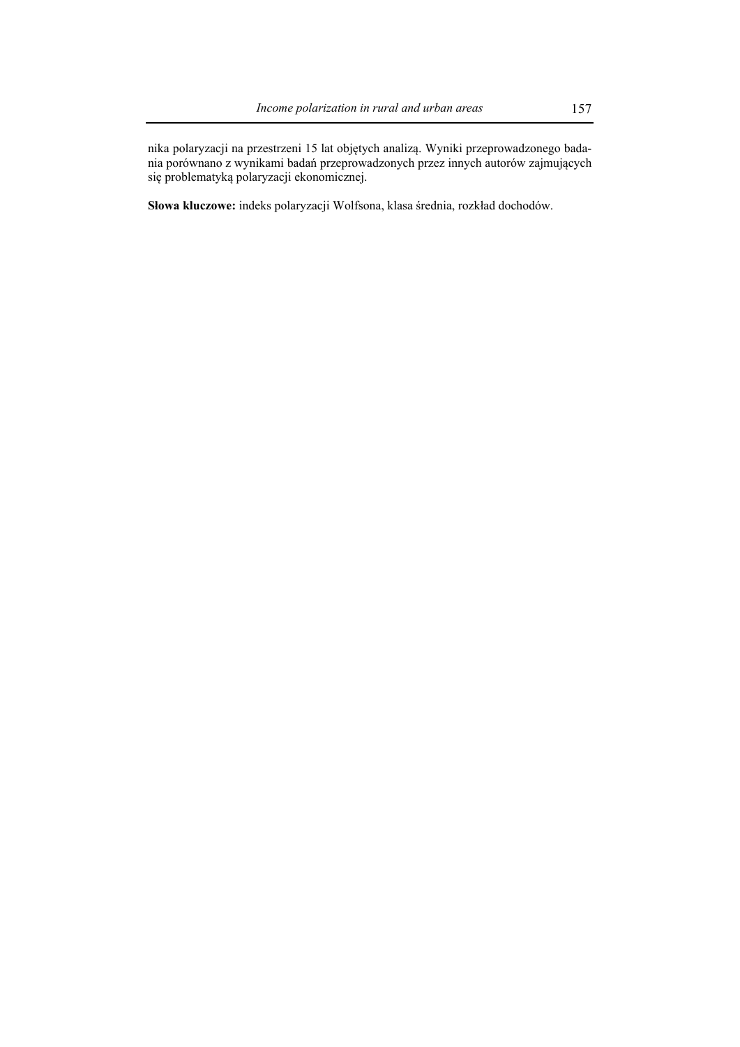nika polaryzacji na przestrzeni 15 lat objętych analizą. Wyniki przeprowadzonego badania porównano z wynikami badań przeprowadzonych przez innych autorów zajmujących się problematyką polaryzacji ekonomicznej.

**Słowa kluczowe:** indeks polaryzacji Wolfsona, klasa średnia, rozkład dochodów.